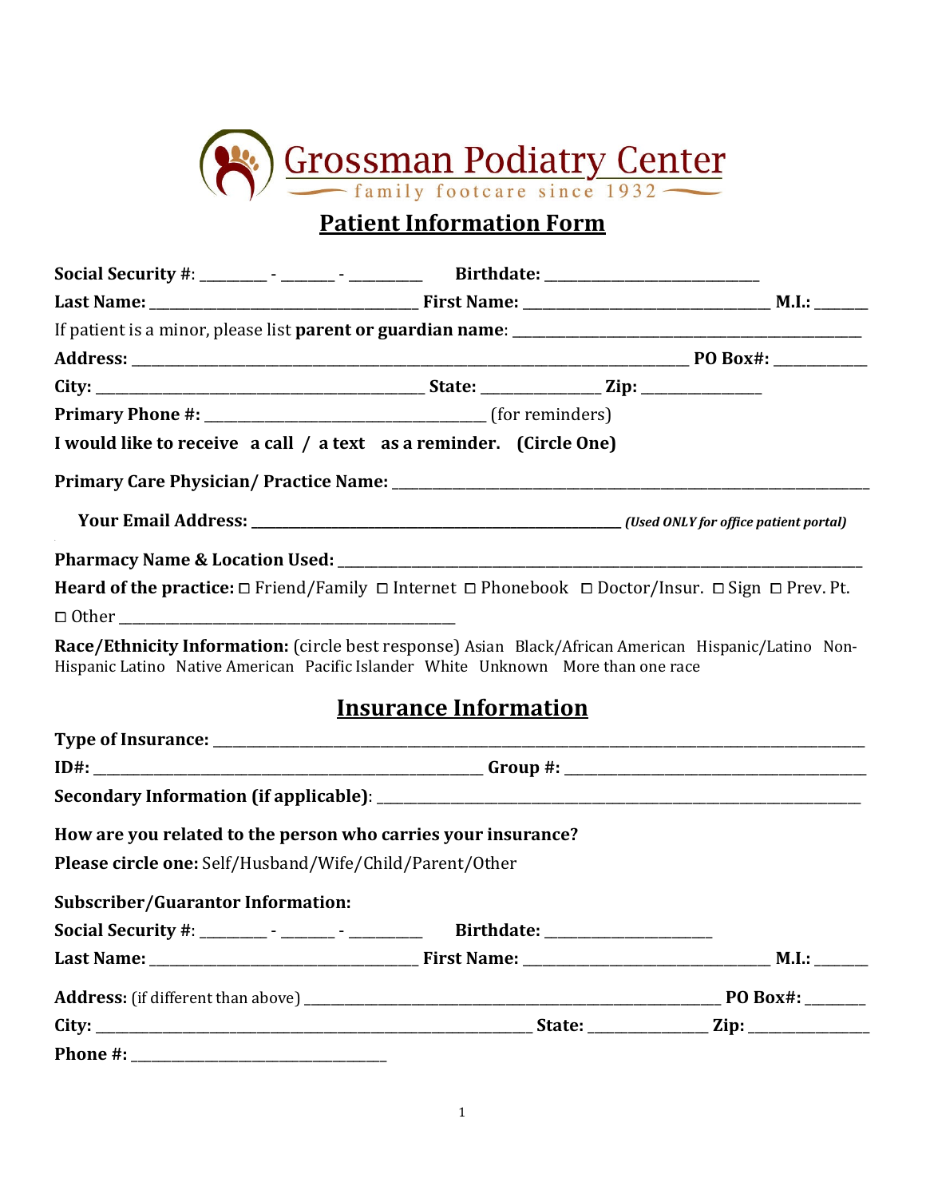# Grossman Podiatry Center

family footcare since 1932

## Patient Information Form

**Social Security #**: ________ - _______ - _________ **Birthdate:** ____________________________

**Last Name:** ___________________________________ **First Name:** ________________________________ **M.I.:** _______

If patient is a minor, please list **parent or guardian name**: ______________________________________________

**Address:** ________________________________________________________________________ **PO Box#:** ____________

**City:** ___________________________________________ **State:** _______________ **Zip:** _______________

**Primary Phone #:** _____________________________________ (for reminders)

**I would like to receive a call / a text as a reminder. (Circle One)**

**Primary Care Physician/ Practice Name:** ____________________________________________________________________

**Your Email Address:** _______________________________________________ ***(Used ONLY for office patient portal)***

**Pharmacy Name & Location Used:** _________________________________________________________________________

**Heard of the practice:** ◻ Friend/Family ◻ Internet ◻ Phonebook ◻ Doctor/Insur. ◻ Sign ◻ Prev. Pt.

◻ Other _______________________________________________

**Race/Ethnicity Information:** (circle best response) Asian Black/African American Hispanic/Latino Non-Hispanic Latino Native American Pacific Islander White Unknown More than one race

## Insurance Information

**Type of Insurance:** ______________________________________________________________________________________

**ID#:** ___________________________________________________ **Group #:** ________________________________________

**Secondary Information (if applicable)**: _____________________________________________________________________

**How are you related to the person who carries your insurance?**

**Please circle one:** Self/Husband/Wife/Child/Parent/Other

**Subscriber/Guarantor Information:**

**Social Security #**: ________ - _______ - _________ **Birthdate:** ______________________

**Last Name:** ___________________________________ **First Name:** ________________________________ **M.I.:** _______

**Address:** (if different than above) __________________________________________________________ **PO Box#:** ________

**City:** ____________________________________________________________ **State:** _______________ **Zip:** ________________

**Phone #:** __________________________________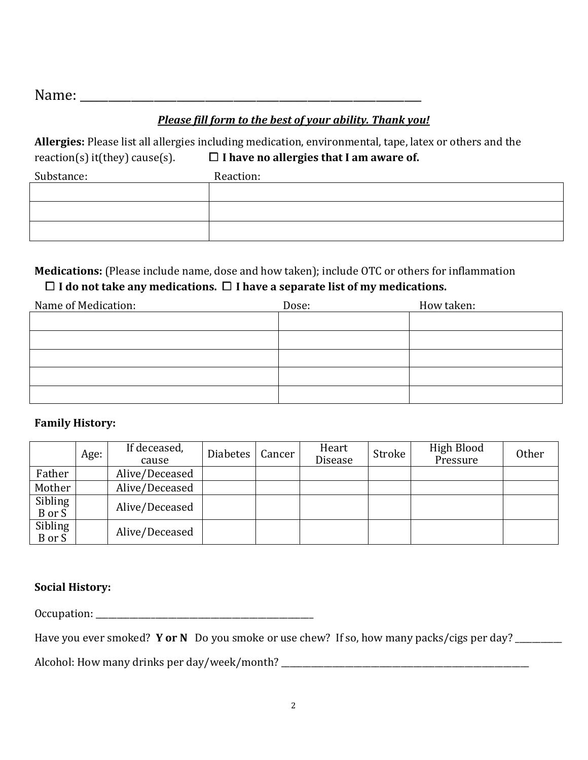Name: ___________________________________________________________

***Please fill form to the best of your ability. Thank you!***

**Allergies:** Please list all allergies including medication, environmental, tape, latex or others and the reaction(s) it(they) cause(s). ☐ **I have no allergies that I am aware of.**

| Substance: | Reaction: |
|---|---|
| | |
| | |
| | |

**Medications:** (Please include name, dose and how taken); include OTC or others for inflammation
☐ **I do not take any medications.** ☐ **I have a separate list of my medications.**

| Name of Medication: | Dose: | How taken: |
|---|---|---|
| | | |
| | | |
| | | |
| | | |
| | | |

**Family History:**

| | Age: | If deceased, cause | Diabetes | Cancer | Heart Disease | Stroke | High Blood Pressure | Other |
|---|---|---|---|---|---|---|---|---|
| Father | | Alive/Deceased | | | | | | |
| Mother | | Alive/Deceased | | | | | | |
| Sibling B or S | | Alive/Deceased | | | | | | |
| Sibling B or S | | Alive/Deceased | | | | | | |

**Social History:**

Occupation: _______________________________________________

Have you ever smoked? **Y or N** Do you smoke or use chew? If so, how many packs/cigs per day? _________

Alcohol: How many drinks per day/week/month? _______________________________________________________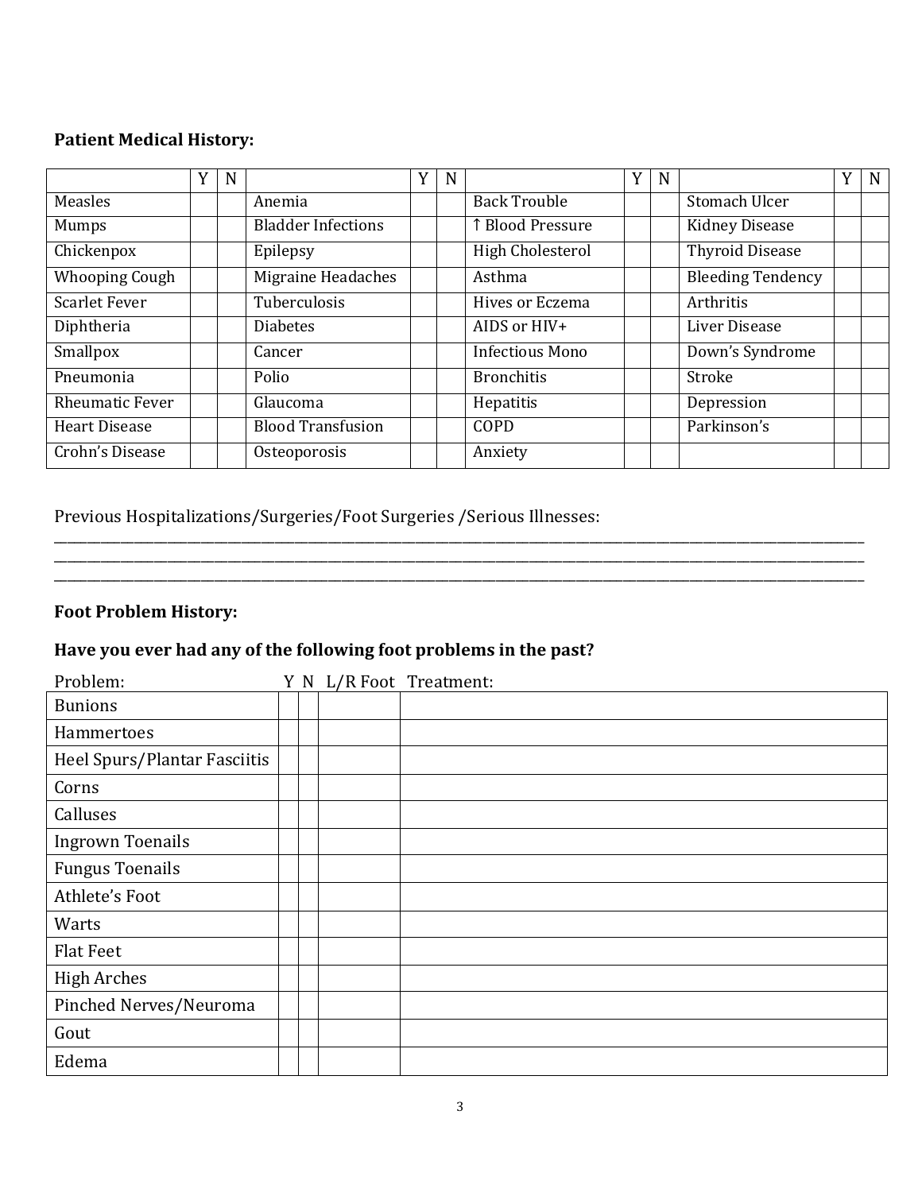**Patient Medical History:**

| | Y | N | | Y | N | | Y | N | | Y | N |
|---|---|---|---|---|---|---|---|---|---|---|---|
| Measles | | | Anemia | | | Back Trouble | | | Stomach Ulcer | | |
| Mumps | | | Bladder Infections | | | ↑ Blood Pressure | | | Kidney Disease | | |
| Chickenpox | | | Epilepsy | | | High Cholesterol | | | Thyroid Disease | | |
| Whooping Cough | | | Migraine Headaches | | | Asthma | | | Bleeding Tendency | | |
| Scarlet Fever | | | Tuberculosis | | | Hives or Eczema | | | Arthritis | | |
| Diphtheria | | | Diabetes | | | AIDS or HIV+ | | | Liver Disease | | |
| Smallpox | | | Cancer | | | Infectious Mono | | | Down's Syndrome | | |
| Pneumonia | | | Polio | | | Bronchitis | | | Stroke | | |
| Rheumatic Fever | | | Glaucoma | | | Hepatitis | | | Depression | | |
| Heart Disease | | | Blood Transfusion | | | COPD | | | Parkinson's | | |
| Crohn's Disease | | | Osteoporosis | | | Anxiety | | | | | |

Previous Hospitalizations/Surgeries/Foot Surgeries /Serious Illnesses:
_______________________________________________________________________________
_______________________________________________________________________________
_______________________________________________________________________________

**Foot Problem History:**

**Have you ever had any of the following foot problems in the past?**

| Problem: | Y | N | L/R Foot | Treatment: |
|---|---|---|---|---|
| Bunions | | | | |
| Hammertoes | | | | |
| Heel Spurs/Plantar Fasciitis | | | | |
| Corns | | | | |
| Calluses | | | | |
| Ingrown Toenails | | | | |
| Fungus Toenails | | | | |
| Athlete's Foot | | | | |
| Warts | | | | |
| Flat Feet | | | | |
| High Arches | | | | |
| Pinched Nerves/Neuroma | | | | |
| Gout | | | | |
| Edema | | | | |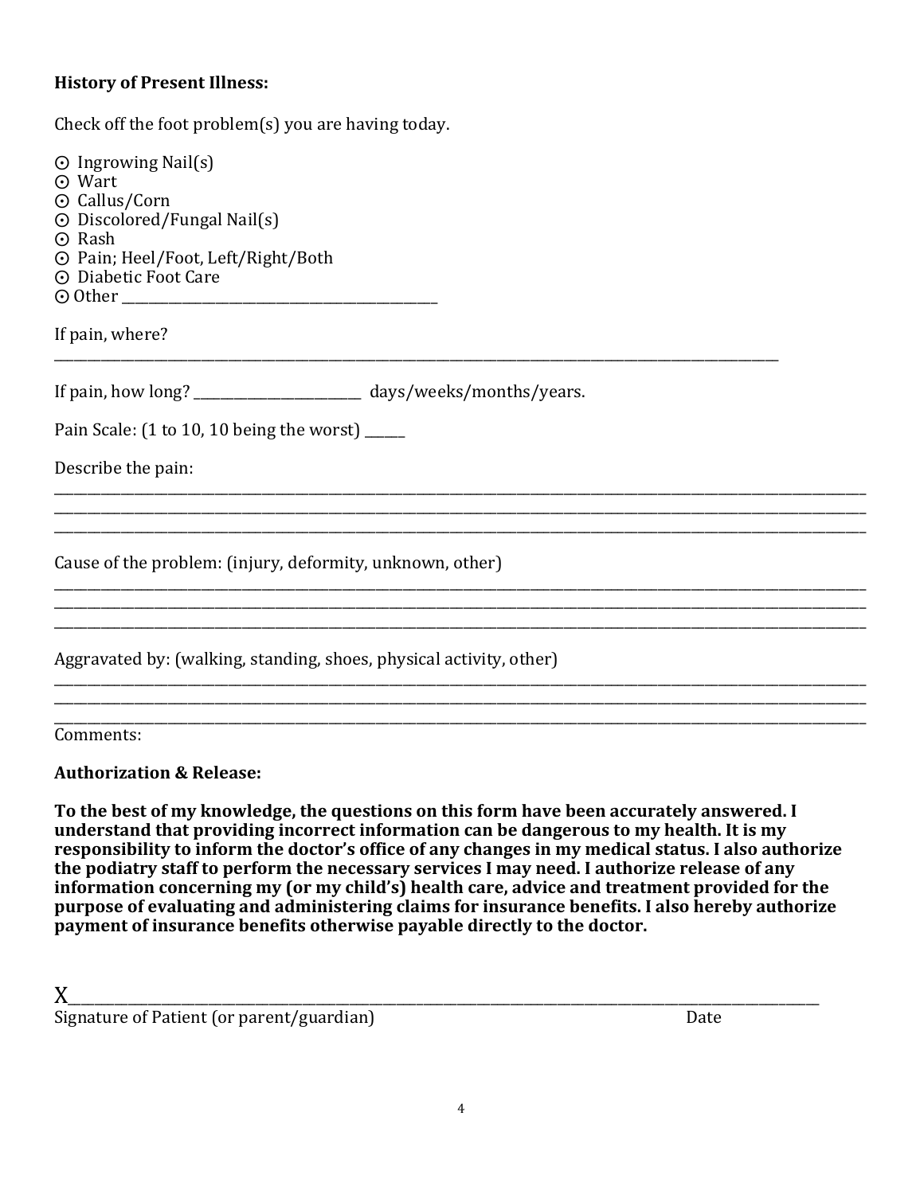**History of Present Illness:**

Check off the foot problem(s) you are having today.

⊙ Ingrowing Nail(s)
⊙ Wart
⊙ Callus/Corn
⊙ Discolored/Fungal Nail(s)
⊙ Rash
⊙ Pain; Heel/Foot, Left/Right/Both
⊙ Diabetic Foot Care
⊙ Other ____________________________________________

If pain, where?
______________________________________________________________________________________________

If pain, how long? ________________________ days/weeks/months/years.

Pain Scale: (1 to 10, 10 being the worst) _____

Describe the pain:
______________________________________________________________________________________________
______________________________________________________________________________________________
______________________________________________________________________________________________

Cause of the problem: (injury, deformity, unknown, other)
______________________________________________________________________________________________
______________________________________________________________________________________________
______________________________________________________________________________________________

Aggravated by: (walking, standing, shoes, physical activity, other)
______________________________________________________________________________________________
______________________________________________________________________________________________
______________________________________________________________________________________________

Comments:

**Authorization & Release:**

**To the best of my knowledge, the questions on this form have been accurately answered. I understand that providing incorrect information can be dangerous to my health. It is my responsibility to inform the doctor's office of any changes in my medical status. I also authorize the podiatry staff to perform the necessary services I may need. I authorize release of any information concerning my (or my child's) health care, advice and treatment provided for the purpose of evaluating and administering claims for insurance benefits. I also hereby authorize payment of insurance benefits otherwise payable directly to the doctor.**

X______________________________________________________________________________________________
Signature of Patient (or parent/guardian) Date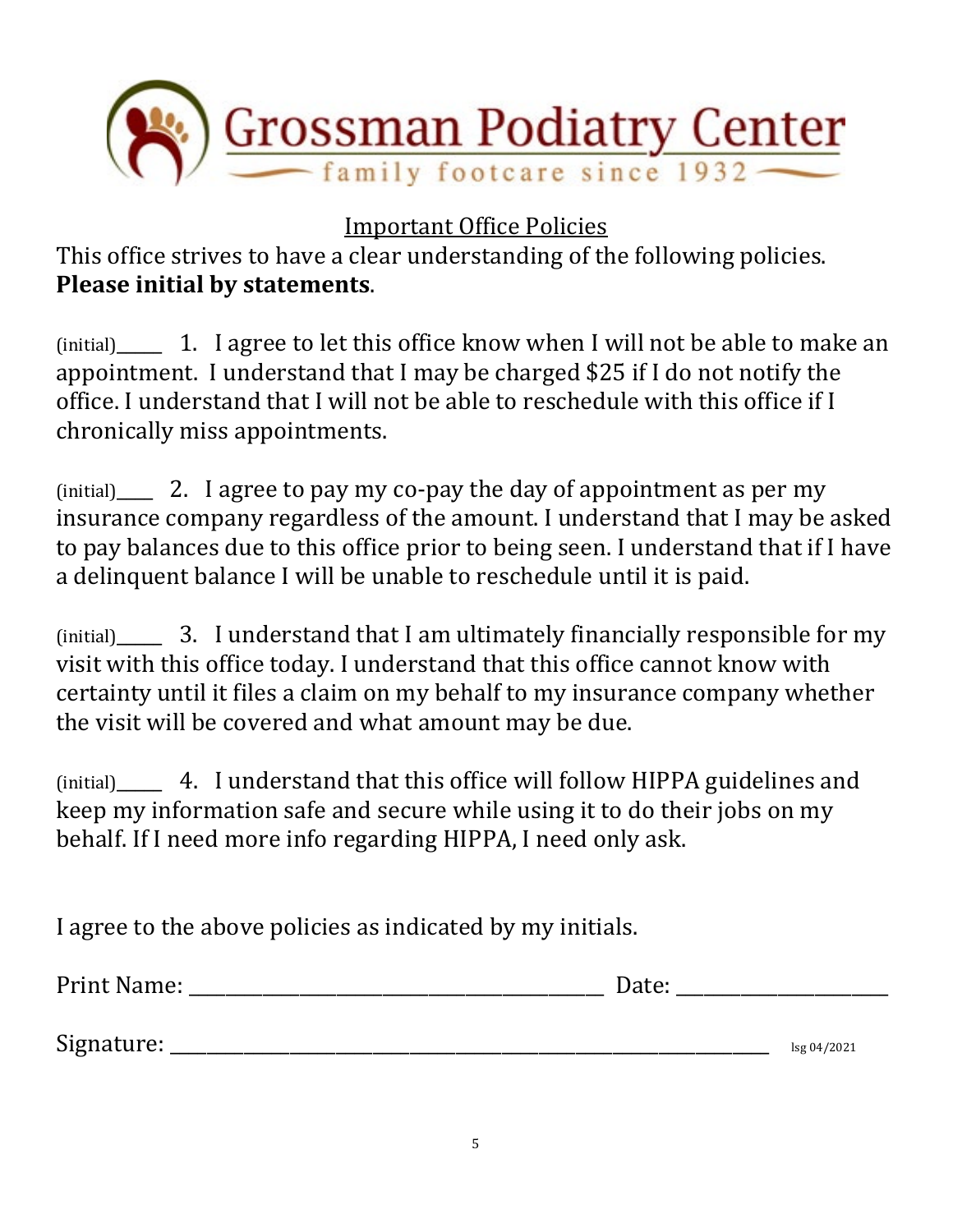# Grossman Podiatry Center

family footcare since 1932

## Important Office Policies

This office strives to have a clear understanding of the following policies. **Please initial by statements**.

(initial)_____ 1. I agree to let this office know when I will not be able to make an appointment. I understand that I may be charged $25 if I do not notify the office. I understand that I will not be able to reschedule with this office if I chronically miss appointments.

(initial)____ 2. I agree to pay my co-pay the day of appointment as per my insurance company regardless of the amount. I understand that I may be asked to pay balances due to this office prior to being seen. I understand that if I have a delinquent balance I will be unable to reschedule until it is paid.

(initial)_____ 3. I understand that I am ultimately financially responsible for my visit with this office today. I understand that this office cannot know with certainty until it files a claim on my behalf to my insurance company whether the visit will be covered and what amount may be due.

(initial)_____ 4. I understand that this office will follow HIPPA guidelines and keep my information safe and secure while using it to do their jobs on my behalf. If I need more info regarding HIPPA, I need only ask.

I agree to the above policies as indicated by my initials.

Print Name: ________________________________________ Date: ____________________

Signature: ________________________________________________________ lsg 04/2021